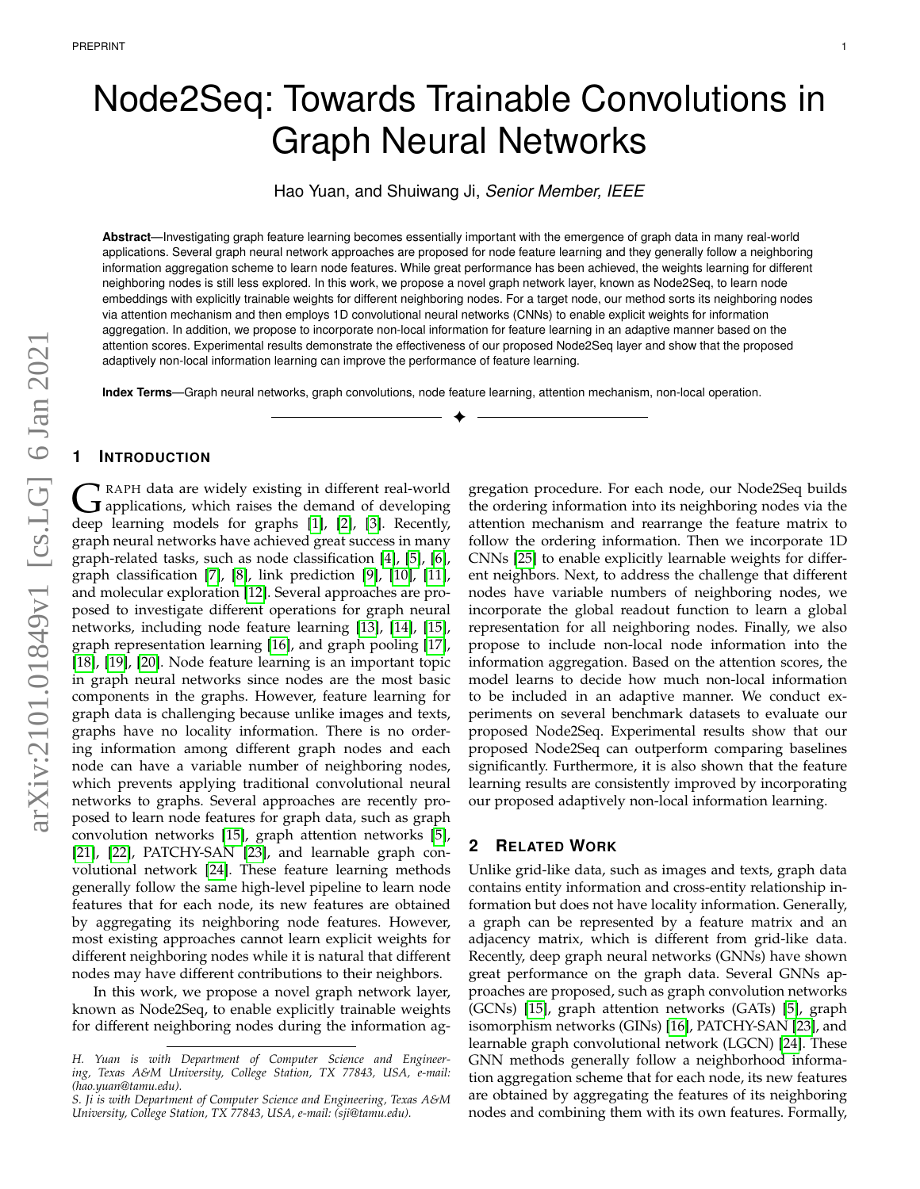# Node2Seq: Towards Trainable Convolutions in Graph Neural Networks

Hao Yuan, and Shuiwang Ji, *Senior Member, IEEE*

**Abstract**—Investigating graph feature learning becomes essentially important with the emergence of graph data in many real-world applications. Several graph neural network approaches are proposed for node feature learning and they generally follow a neighboring information aggregation scheme to learn node features. While great performance has been achieved, the weights learning for different neighboring nodes is still less explored. In this work, we propose a novel graph network layer, known as Node2Seq, to learn node embeddings with explicitly trainable weights for different neighboring nodes. For a target node, our method sorts its neighboring nodes via attention mechanism and then employs 1D convolutional neural networks (CNNs) to enable explicit weights for information aggregation. In addition, we propose to incorporate non-local information for feature learning in an adaptive manner based on the attention scores. Experimental results demonstrate the effectiveness of our proposed Node2Seq layer and show that the proposed adaptively non-local information learning can improve the performance of feature learning.

**Index Terms**—Graph neural networks, graph convolutions, node feature learning, attention mechanism, non-local operation.

## 1 Introduction

Graph data are widely existing in different real-world applications, which raises the demand of developing deep learning models for graphs [1], [2], [3]. Recently, graph neural networks have achieved great success in many graph-related tasks, such as node classification [4], [5], [6], graph classification [7], [8], link prediction [9], [10], [11], and molecular exploration [12]. Several approaches are proposed to investigate different operations for graph neural networks, including node feature learning [13], [14], [15], graph representation learning [16], and graph pooling [17], [18], [19], [20]. Node feature learning is an important topic in graph neural networks since nodes are the most basic components in the graphs. However, feature learning for graph data is challenging because unlike images and texts, graphs have no locality information. There is no ordering information among different graph nodes and each node can have a variable number of neighboring nodes, which prevents applying traditional convolutional neural networks to graphs. Several approaches are recently proposed to learn node features for graph data, such as graph convolution networks [15], graph attention networks [5], [21], [22], PATCHY-SAN [23], and learnable graph convolutional network [24]. These feature learning methods generally follow the same high-level pipeline to learn node features that for each node, its new features are obtained by aggregating its neighboring node features. However, most existing approaches cannot learn explicit weights for different neighboring nodes while it is natural that different nodes may have different contributions to their neighbors.

In this work, we propose a novel graph network layer, known as Node2Seq, to enable explicitly trainable weights for different neighboring nodes during the information aggregation procedure. For each node, our Node2Seq builds the ordering information into its neighboring nodes via the attention mechanism and rearrange the feature matrix to follow the ordering information. Then we incorporate 1D CNNs [25] to enable explicitly learnable weights for different neighbors. Next, to address the challenge that different nodes have variable numbers of neighboring nodes, we incorporate the global readout function to learn a global representation for all neighboring nodes. Finally, we also propose to include non-local node information into the information aggregation. Based on the attention scores, the model learns to decide how much non-local information to be included in an adaptive manner. We conduct experiments on several benchmark datasets to evaluate our proposed Node2Seq. Experimental results show that our proposed Node2Seq can outperform comparing baselines significantly. Furthermore, it is also shown that the feature learning results are consistently improved by incorporating our proposed adaptively non-local information learning.

## 2 Related Work

Unlike grid-like data, such as images and texts, graph data contains entity information and cross-entity relationship information but does not have locality information. Generally, a graph can be represented by a feature matrix and an adjacency matrix, which is different from grid-like data. Recently, deep graph neural networks (GNNs) have shown great performance on the graph data. Several GNNs approaches are proposed, such as graph convolution networks (GCNs) [15], graph attention networks (GATs) [5], graph isomorphism networks (GINs) [16], PATCHY-SAN [23], and learnable graph convolutional network (LGCN) [24]. These GNN methods generally follow a neighborhood information aggregation scheme that for each node, its new features are obtained by aggregating the features of its neighboring nodes and combining them with its own features. Formally,

---

*H. Yuan is with Department of Computer Science and Engineering, Texas A&M University, College Station, TX 77843, USA, e-mail: (hao.yuan@tamu.edu).*

*S. Ji is with Department of Computer Science and Engineering, Texas A&M University, College Station, TX 77843, USA, e-mail: (sji@tamu.edu).*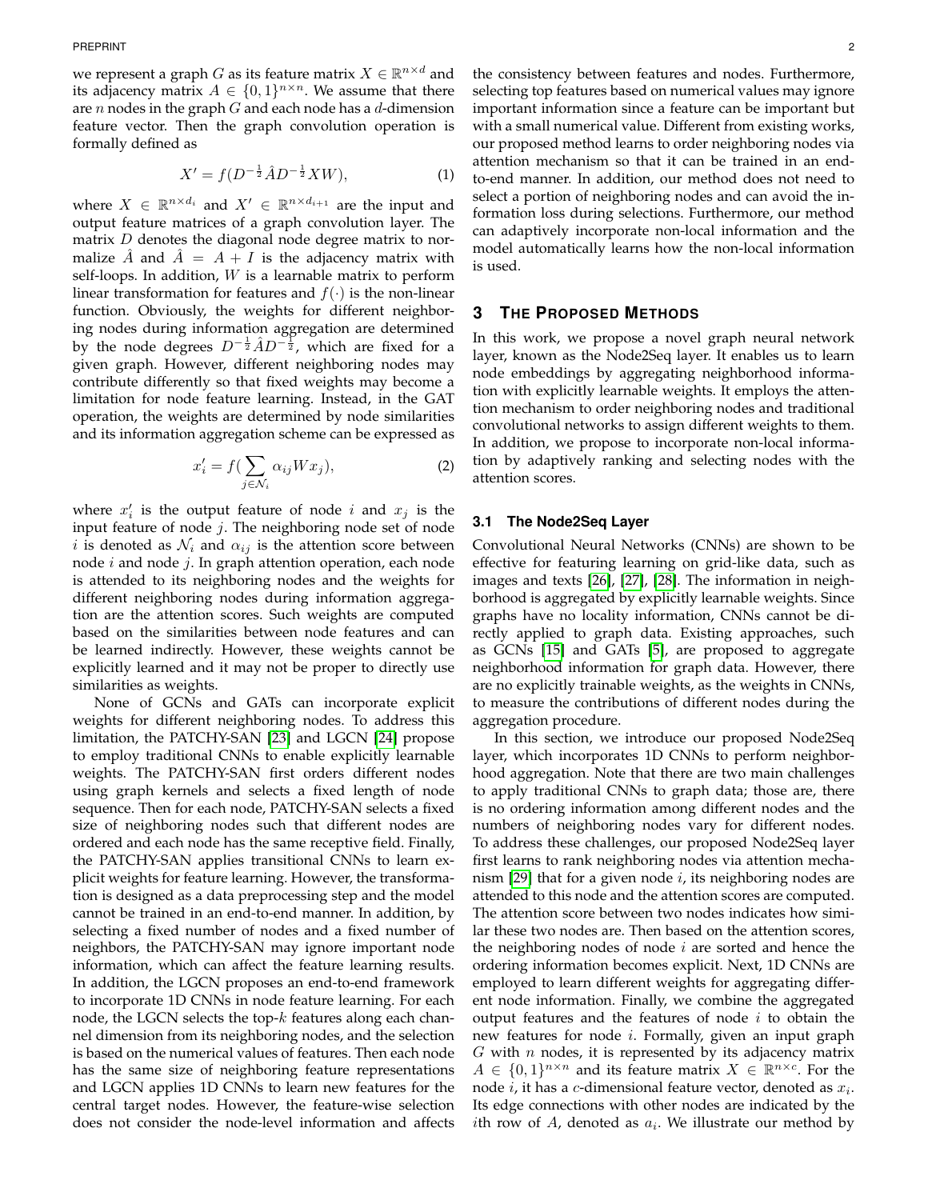we represent a graph $G$ as its feature matrix $X \in \mathbb{R}^{n\times d}$ and its adjacency matrix $A \in \{0,1\}^{n\times n}$. We assume that there are $n$ nodes in the graph $G$ and each node has a $d$-dimension feature vector. Then the graph convolution operation is formally defined as

$$X' = f(D^{-\frac{1}{2}}\hat{A}D^{-\frac{1}{2}}XW), \tag{1}$$

where $X \in \mathbb{R}^{n\times d_i}$ and $X' \in \mathbb{R}^{n\times d_{i+1}}$ are the input and output feature matrices of a graph convolution layer. The matrix $D$ denotes the diagonal node degree matrix to normalize $\hat{A}$ and $\hat{A} = A + I$ is the adjacency matrix with self-loops. In addition, $W$ is a learnable matrix to perform linear transformation for features and $f(\cdot)$ is the non-linear function. Obviously, the weights for different neighboring nodes during information aggregation are determined by the node degrees $D^{-\frac{1}{2}}\hat{A}D^{-\frac{1}{2}}$, which are fixed for a given graph. However, different neighboring nodes may contribute differently so that fixed weights may become a limitation for node feature learning. Instead, in the GAT operation, the weights are determined by node similarities and its information aggregation scheme can be expressed as

$$x_i' = f(\sum_{j\in\mathcal{N}_i}\alpha_{ij}Wx_j), \tag{2}$$

where $x_i'$ is the output feature of node $i$ and $x_j$ is the input feature of node $j$. The neighboring node set of node $i$ is denoted as $\mathcal{N}_i$ and $\alpha_{ij}$ is the attention score between node $i$ and node $j$. In graph attention operation, each node is attended to its neighboring nodes and the weights for different neighboring nodes during information aggregation are the attention scores. Such weights are computed based on the similarities between node features and can be learned indirectly. However, these weights cannot be explicitly learned and it may not be proper to directly use similarities as weights.

None of GCNs and GATs can incorporate explicit weights for different neighboring nodes. To address this limitation, the PATCHY-SAN [23] and LGCN [24] propose to employ traditional CNNs to enable explicitly learnable weights. The PATCHY-SAN first orders different nodes using graph kernels and selects a fixed length of node sequence. Then for each node, PATCHY-SAN selects a fixed size of neighboring nodes such that different nodes are ordered and each node has the same receptive field. Finally, the PATCHY-SAN applies transitional CNNs to learn explicit weights for feature learning. However, the transformation is designed as a data preprocessing step and the model cannot be trained in an end-to-end manner. In addition, by selecting a fixed number of nodes and a fixed number of neighbors, the PATCHY-SAN may ignore important node information, which can affect the feature learning results. In addition, the LGCN proposes an end-to-end framework to incorporate 1D CNNs in node feature learning. For each node, the LGCN selects the top-$k$ features along each channel dimension from its neighboring nodes, and the selection is based on the numerical values of features. Then each node has the same size of neighboring feature representations and LGCN applies 1D CNNs to learn new features for the central target nodes. However, the feature-wise selection does not consider the node-level information and affects the consistency between features and nodes. Furthermore, selecting top features based on numerical values may ignore important information since a feature can be important but with a small numerical value. Different from existing works, our proposed method learns to order neighboring nodes via attention mechanism so that it can be trained in an end-to-end manner. In addition, our method does not need to select a portion of neighboring nodes and can avoid the information loss during selections. Furthermore, our method can adaptively incorporate non-local information and the model automatically learns how the non-local information is used.

## 3 The Proposed Methods

In this work, we propose a novel graph neural network layer, known as the Node2Seq layer. It enables us to learn node embeddings by aggregating neighborhood information with explicitly learnable weights. It employs the attention mechanism to order neighboring nodes and traditional convolutional networks to assign different weights to them. In addition, we propose to incorporate non-local information by adaptively ranking and selecting nodes with the attention scores.

### 3.1 The Node2Seq Layer

Convolutional Neural Networks (CNNs) are shown to be effective for featuring learning on grid-like data, such as images and texts [26], [27], [28]. The information in neighborhood is aggregated by explicitly learnable weights. Since graphs have no locality information, CNNs cannot be directly applied to graph data. Existing approaches, such as GCNs [15] and GATs [5], are proposed to aggregate neighborhood information for graph data. However, there are no explicitly trainable weights, as the weights in CNNs, to measure the contributions of different nodes during the aggregation procedure.

In this section, we introduce our proposed Node2Seq layer, which incorporates 1D CNNs to perform neighborhood aggregation. Note that there are two main challenges to apply traditional CNNs to graph data; those are, there is no ordering information among different nodes and the numbers of neighboring nodes vary for different nodes. To address these challenges, our proposed Node2Seq layer first learns to rank neighboring nodes via attention mechanism [29] that for a given node $i$, its neighboring nodes are attended to this node and the attention scores are computed. The attention score between two nodes indicates how similar these two nodes are. Then based on the attention scores, the neighboring nodes of node $i$ are sorted and hence the ordering information becomes explicit. Next, 1D CNNs are employed to learn different weights for aggregating different node information. Finally, we combine the aggregated output features and the features of node $i$ to obtain the new features for node $i$. Formally, given an input graph $G$ with $n$ nodes, it is represented by its adjacency matrix $A \in \{0,1\}^{n\times n}$ and its feature matrix $X \in \mathbb{R}^{n\times c}$. For the node $i$, it has a $c$-dimensional feature vector, denoted as $x_i$. Its edge connections with other nodes are indicated by the $i$th row of $A$, denoted as $a_i$. We illustrate our method by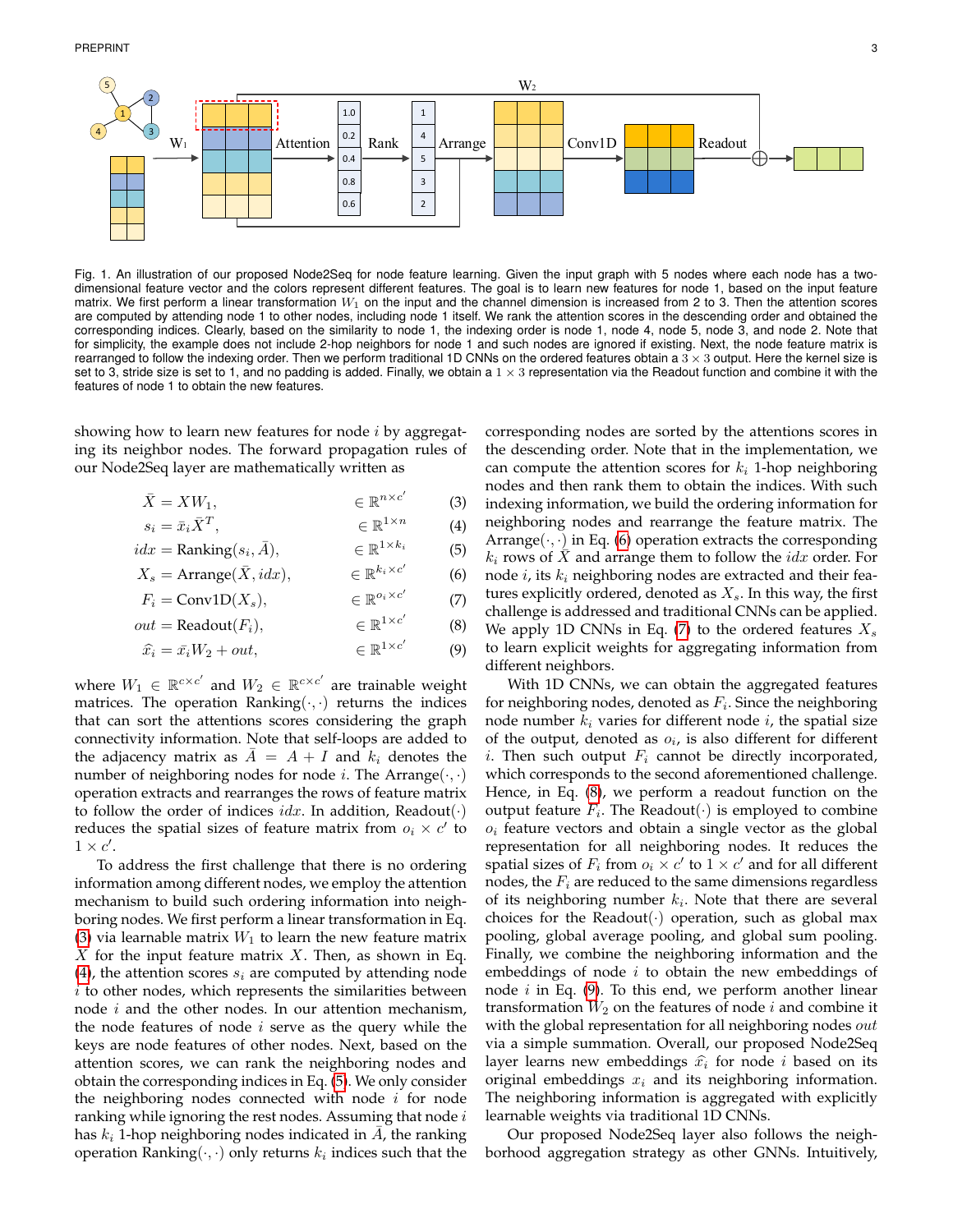Fig. 1. An illustration of our proposed Node2Seq for node feature learning. Given the input graph with 5 nodes where each node has a two-dimensional feature vector and the colors represent different features. The goal is to learn new features for node 1, based on the input feature matrix. We first perform a linear transformation $W_1$ on the input and the channel dimension is increased from 2 to 3. Then the attention scores are computed by attending node 1 to other nodes, including node 1 itself. We rank the attention scores in the descending order and obtained the corresponding indices. Clearly, based on the similarity to node 1, the indexing order is node 1, node 4, node 5, node 3, and node 2. Note that for simplicity, the example does not include 2-hop neighbors for node 1 and such nodes are ignored if existing. Next, the node feature matrix is rearranged to follow the indexing order. Then we perform traditional 1D CNNs on the ordered features obtain a $3 \times 3$ output. Here the kernel size is set to 3, stride size is set to 1, and no padding is added. Finally, we obtain a $1 \times 3$ representation via the Readout function and combine it with the features of node 1 to obtain the new features.

showing how to learn new features for node $i$ by aggregating its neighbor nodes. The forward propagation rules of our Node2Seq layer are mathematically written as

$$\bar{X} = XW_1, \quad \in \mathbb{R}^{n \times c'} \tag{3}$$

$$s_i = \bar{x}_i \bar{X}^T, \quad \in \mathbb{R}^{1 \times n} \tag{4}$$

$$idx = \text{Ranking}(s_i, \tilde{A}), \quad \in \mathbb{R}^{1 \times k_i} \tag{5}$$

$$X_s = \text{Arrange}(\bar{X}, idx), \quad \in \mathbb{R}^{k_i \times c'} \tag{6}$$

$$F_i = \text{Conv1D}(X_s), \quad \in \mathbb{R}^{o_i \times c'} \tag{7}$$

$$out = \text{Readout}(F_i), \quad \in \mathbb{R}^{1 \times c'} \tag{8}$$

$$\hat{x}_i = \bar{x}_i W_2 + out, \quad \in \mathbb{R}^{1 \times c'} \tag{9}$$

where $W_1 \in \mathbb{R}^{c \times c'}$ and $W_2 \in \mathbb{R}^{c \times c'}$ are trainable weight matrices. The operation Ranking$(\cdot, \cdot)$ returns the indices that can sort the attentions scores considering the graph connectivity information. Note that self-loops are added to the adjacency matrix as $\tilde{A} = A + I$ and $k_i$ denotes the number of neighboring nodes for node $i$. The Arrange$(\cdot, \cdot)$ operation extracts and rearranges the rows of feature matrix to follow the order of indices $idx$. In addition, Readout$(\cdot)$ reduces the spatial sizes of feature matrix from $o_i \times c'$ to $1 \times c'$.

To address the first challenge that there is no ordering information among different nodes, we employ the attention mechanism to build such ordering information into neighboring nodes. We first perform a linear transformation in Eq. (3) via learnable matrix $W_1$ to learn the new feature matrix $\bar{X}$ for the input feature matrix $X$. Then, as shown in Eq. (4), the attention scores $s_i$ are computed by attending node $i$ to other nodes, which represents the similarities between node $i$ and the other nodes. In our attention mechanism, the node features of node $i$ serve as the query while the keys are node features of other nodes. Next, based on the attention scores, we can rank the neighboring nodes and obtain the corresponding indices in Eq. (5). We only consider the neighboring nodes connected with node $i$ for node ranking while ignoring the rest nodes. Assuming that node $i$ has $k_i$ 1-hop neighboring nodes indicated in $\tilde{A}$, the ranking operation Ranking$(\cdot, \cdot)$ only returns $k_i$ indices such that the corresponding nodes are sorted by the attentions scores in the descending order. Note that in the implementation, we can compute the attention scores for $k_i$ 1-hop neighboring nodes and then rank them to obtain the indices. With such indexing information, we build the ordering information for neighboring nodes and rearrange the feature matrix. The Arrange$(\cdot, \cdot)$ in Eq. (6) operation extracts the corresponding $k_i$ rows of $\bar{X}$ and arrange them to follow the $idx$ order. For node $i$, its $k_i$ neighboring nodes are extracted and their features explicitly ordered, denoted as $X_s$. In this way, the first challenge is addressed and traditional CNNs can be applied. We apply 1D CNNs in Eq. (7) to the ordered features $X_s$ to learn explicit weights for aggregating information from different neighbors.

With 1D CNNs, we can obtain the aggregated features for neighboring nodes, denoted as $F_i$. Since the neighboring node number $k_i$ varies for different node $i$, the spatial size of the output, denoted as $o_i$, is also different for different $i$. Then such output $F_i$ cannot be directly incorporated, which corresponds to the second aforementioned challenge. Hence, in Eq. (8), we perform a readout function on the output feature $F_i$. The Readout$(\cdot)$ is employed to combine $o_i$ feature vectors and obtain a single vector as the global representation for all neighboring nodes. It reduces the spatial sizes of $F_i$ from $o_i \times c'$ to $1 \times c'$ and for all different nodes, the $F_i$ are reduced to the same dimensions regardless of its neighboring number $k_i$. Note that there are several choices for the Readout$(\cdot)$ operation, such as global max pooling, global average pooling, and global sum pooling. Finally, we combine the neighboring information and the embeddings of node $i$ to obtain the new embeddings of node $i$ in Eq. (9). To this end, we perform another linear transformation $W_2$ on the features of node $i$ and combine it with the global representation for all neighboring nodes $out$ via a simple summation. Overall, our proposed Node2Seq layer learns new embeddings $\hat{x}_i$ for node $i$ based on its original embeddings $x_i$ and its neighboring information. The neighboring information is aggregated with explicitly learnable weights via traditional 1D CNNs.

Our proposed Node2Seq layer also follows the neighborhood aggregation strategy as other GNNs. Intuitively,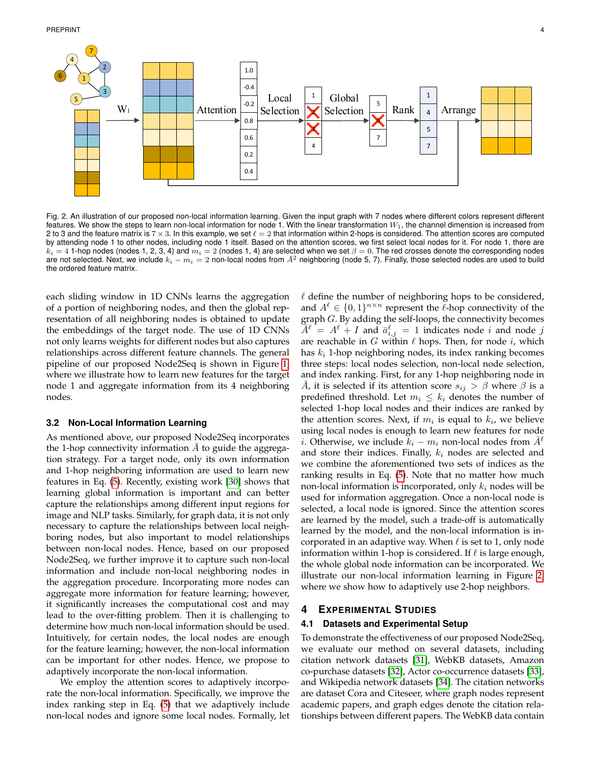Fig. 2. An illustration of our proposed non-local information learning. Given the input graph with 7 nodes where different colors represent different features. We show the steps to learn non-local information for node 1. With the linear transformation $W_1$, the channel dimension is increased from 2 to 3 and the feature matrix is $7 \times 3$. In this example, we set $\ell = 2$ that information within 2-hops is considered. The attention scores are computed by attending node 1 to other nodes, including node 1 itself. Based on the attention scores, we first select local nodes for it. For node 1, there are $k_i = 4$ 1-hop nodes (nodes 1, 2, 3, 4) and $m_i = 2$ (nodes 1, 4) are selected when we set $\beta = 0$. The red crosses denote the corresponding nodes are not selected. Next, we include $k_i - m_i = 2$ non-local nodes from $\bar{A}^2$ neighboring (node 5, 7). Finally, those selected nodes are used to build the ordered feature matrix.

each sliding window in 1D CNNs learns the aggregation of a portion of neighboring nodes, and then the global representation of all neighboring nodes is obtained to update the embeddings of the target node. The use of 1D CNNs not only learns weights for different nodes but also captures relationships across different feature channels. The general pipeline of our proposed Node2Seq is shown in Figure 1, where we illustrate how to learn new features for the target node 1 and aggregate information from its 4 neighboring nodes.

### 3.2 Non-Local Information Learning

As mentioned above, our proposed Node2Seq incorporates the 1-hop connectivity information $\bar{A}$ to guide the aggregation strategy. For a target node, only its own information and 1-hop neighboring information are used to learn new features in Eq. (5). Recently, existing work [30] shows that learning global information is important and can better capture the relationships among different input regions for image and NLP tasks. Similarly, for graph data, it is not only necessary to capture the relationships between local neighboring nodes, but also important to model relationships between non-local nodes. Hence, based on our proposed Node2Seq, we further improve it to capture such non-local information and include non-local neighboring nodes in the aggregation procedure. Incorporating more nodes can aggregate more information for feature learning; however, it significantly increases the computational cost and may lead to the over-fitting problem. Then it is challenging to determine how much non-local information should be used. Intuitively, for certain nodes, the local nodes are enough for the feature learning; however, the non-local information can be important for other nodes. Hence, we propose to adaptively incorporate the non-local information.

We employ the attention scores to adaptively incorporate the non-local information. Specifically, we improve the index ranking step in Eq. (5) that we adaptively include non-local nodes and ignore some local nodes. Formally, let $\ell$ define the number of neighboring hops to be considered, and $A^\ell \in \{0,1\}^{n\times n}$ represent the $\ell$-hop connectivity of the graph $G$. By adding the self-loops, the connectivity becomes $\bar{A}^\ell = A^\ell + I$ and $\bar{a}^\ell_{i,j} = 1$ indicates node $i$ and node $j$ are reachable in $G$ within $\ell$ hops. Then, for node $i$, which has $k_i$ 1-hop neighboring nodes, its index ranking becomes three steps: local nodes selection, non-local node selection, and index ranking. First, for any 1-hop neighboring node in $\bar{A}$, it is selected if its attention score $s_{ij} > \beta$ where $\beta$ is a predefined threshold. Let $m_i \le k_i$ denotes the number of selected 1-hop local nodes and their indices are ranked by the attention scores. Next, if $m_i$ is equal to $k_i$, we believe using local nodes is enough to learn new features for node $i$. Otherwise, we include $k_i - m_i$ non-local nodes from $\bar{A}^\ell$ and store their indices. Finally, $k_i$ nodes are selected and we combine the aforementioned two sets of indices as the ranking results in Eq. (5). Note that no matter how much non-local information is incorporated, only $k_i$ nodes will be used for information aggregation. Once a non-local node is selected, a local node is ignored. Since the attention scores are learned by the model, such a trade-off is automatically learned by the model, and the non-local information is incorporated in an adaptive way. When $\ell$ is set to 1, only node information within 1-hop is considered. If $\ell$ is large enough, the whole global node information can be incorporated. We illustrate our non-local information learning in Figure 2, where we show how to adaptively use 2-hop neighbors.

## 4 Experimental Studies

### 4.1 Datasets and Experimental Setup

To demonstrate the effectiveness of our proposed Node2Seq, we evaluate our method on several datasets, including citation network datasets [31], WebKB datasets, Amazon co-purchase datasets [32], Actor co-occurrence datasets [33], and Wikipedia network datasets [34]. The citation networks are dataset Cora and Citeseer, where graph nodes represent academic papers, and graph edges denote the citation relationships between different papers. The WebKB data contain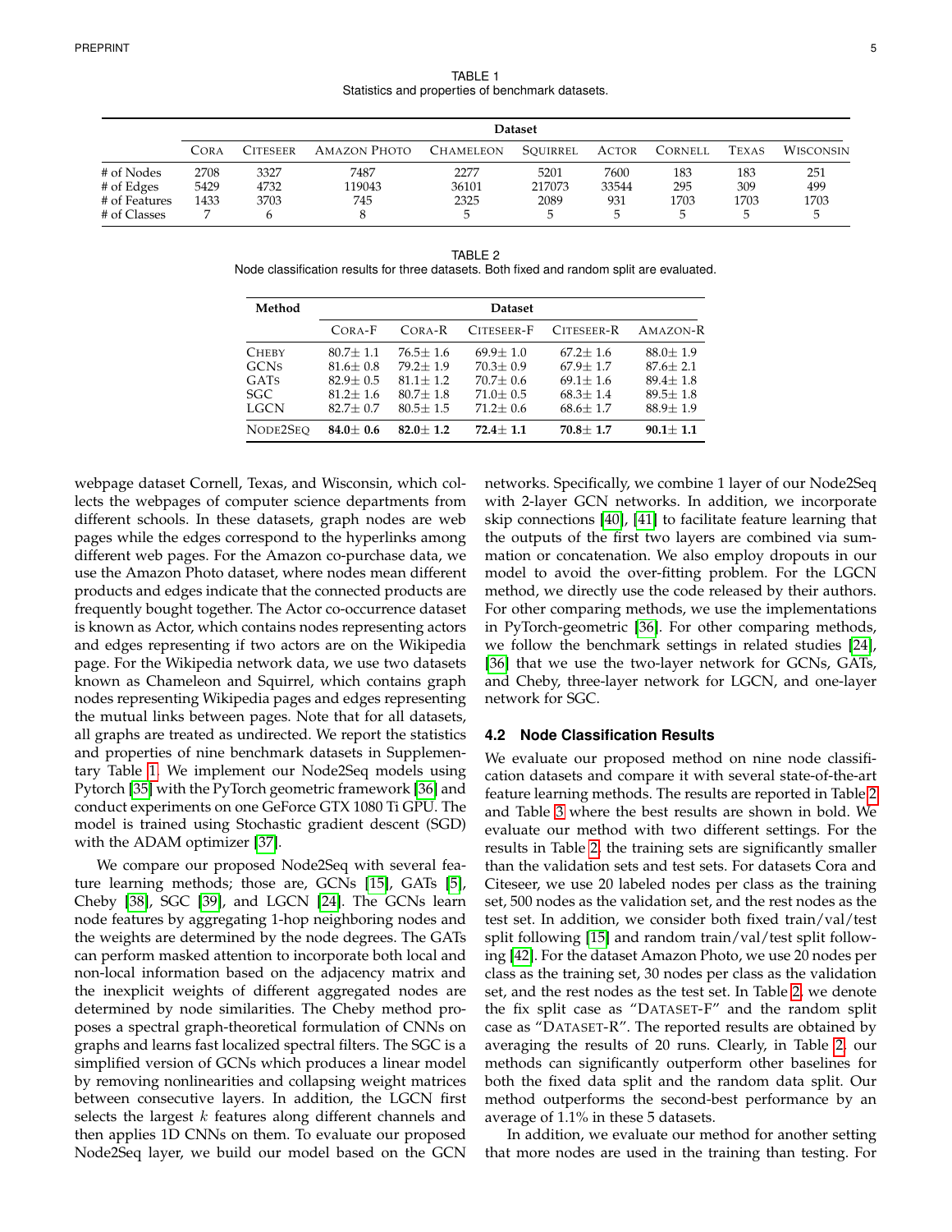TABLE 1
Statistics and properties of benchmark datasets.

| | Dataset | | | | | | | | |
|---|---|---|---|---|---|---|---|---|---|
| | Cora | Citeseer | Amazon Photo | Chameleon | Squirrel | Actor | Cornell | Texas | Wisconsin |
| # of Nodes | 2708 | 3327 | 7487 | 2277 | 5201 | 7600 | 183 | 183 | 251 |
| # of Edges | 5429 | 4732 | 119043 | 36101 | 217073 | 33544 | 295 | 309 | 499 |
| # of Features | 1433 | 3703 | 745 | 2325 | 2089 | 931 | 1703 | 1703 | 1703 |
| # of Classes | 7 | 6 | 8 | 5 | 5 | 5 | 5 | 5 | 5 |

TABLE 2
Node classification results for three datasets. Both fixed and random split are evaluated.

| Method | Dataset | | | | |
|---|---|---|---|---|---|
| | Cora-F | Cora-R | Citeseer-F | Citeseer-R | Amazon-R |
| Cheby | 80.7± 1.1 | 76.5± 1.6 | 69.9± 1.0 | 67.2± 1.6 | 88.0± 1.9 |
| GCNs | 81.6± 0.8 | 79.2± 1.9 | 70.3± 0.9 | 67.9± 1.7 | 87.6± 2.1 |
| GATs | 82.9± 0.5 | 81.1± 1.2 | 70.7± 0.6 | 69.1± 1.6 | 89.4± 1.8 |
| SGC | 81.2± 1.6 | 80.7± 1.8 | 71.0± 0.5 | 68.3± 1.4 | 89.5± 1.8 |
| LGCN | 82.7± 0.7 | 80.5± 1.5 | 71.2± 0.6 | 68.6± 1.7 | 88.9± 1.9 |
| Node2Seq | **84.0± 0.6** | **82.0± 1.2** | **72.4± 1.1** | **70.8± 1.7** | **90.1± 1.1** |

webpage dataset Cornell, Texas, and Wisconsin, which collects the webpages of computer science departments from different schools. In these datasets, graph nodes are web pages while the edges correspond to the hyperlinks among different web pages. For the Amazon co-purchase data, we use the Amazon Photo dataset, where nodes mean different products and edges indicate that the connected products are frequently bought together. The Actor co-occurrence dataset is known as Actor, which contains nodes representing actors and edges representing if two actors are on the Wikipedia page. For the Wikipedia network data, we use two datasets known as Chameleon and Squirrel, which contains graph nodes representing Wikipedia pages and edges representing the mutual links between pages. Note that for all datasets, all graphs are treated as undirected. We report the statistics and properties of nine benchmark datasets in Supplementary Table 1. We implement our Node2Seq models using Pytorch [35] with the PyTorch geometric framework [36] and conduct experiments on one GeForce GTX 1080 Ti GPU. The model is trained using Stochastic gradient descent (SGD) with the ADAM optimizer [37].

We compare our proposed Node2Seq with several feature learning methods; those are, GCNs [15], GATs [5], Cheby [38], SGC [39], and LGCN [24]. The GCNs learn node features by aggregating 1-hop neighboring nodes and the weights are determined by the node degrees. The GATs can perform masked attention to incorporate both local and non-local information based on the adjacency matrix and the inexplicit weights of different aggregated nodes are determined by node similarities. The Cheby method proposes a spectral graph-theoretical formulation of CNNs on graphs and learns fast localized spectral filters. The SGC is a simplified version of GCNs which produces a linear model by removing nonlinearities and collapsing weight matrices between consecutive layers. In addition, the LGCN first selects the largest $k$ features along different channels and then applies 1D CNNs on them. To evaluate our proposed Node2Seq layer, we build our model based on the GCN networks. Specifically, we combine 1 layer of our Node2Seq with 2-layer GCN networks. In addition, we incorporate skip connections [40], [41] to facilitate feature learning that the outputs of the first two layers are combined via summation or concatenation. We also employ dropouts in our model to avoid the over-fitting problem. For the LGCN method, we directly use the code released by their authors. For other comparing methods, we use the implementations in PyTorch-geometric [36]. For other comparing methods, we follow the benchmark settings in related studies [24], [36] that we use the two-layer network for GCNs, GATs, and Cheby, three-layer network for LGCN, and one-layer network for SGC.

### 4.2 Node Classification Results

We evaluate our proposed method on nine node classification datasets and compare it with several state-of-the-art feature learning methods. The results are reported in Table 2 and Table 3 where the best results are shown in bold. We evaluate our method with two different settings. For the results in Table 2, the training sets are significantly smaller than the validation sets and test sets. For datasets Cora and Citeseer, we use 20 labeled nodes per class as the training set, 500 nodes as the validation set, and the rest nodes as the test set. In addition, we consider both fixed train/val/test split following [15] and random train/val/test split following [42]. For the dataset Amazon Photo, we use 20 nodes per class as the training set, 30 nodes per class as the validation set, and the rest nodes as the test set. In Table 2, we denote the fix split case as "Dataset-F" and the random split case as "Dataset-R". The reported results are obtained by averaging the results of 20 runs. Clearly, in Table 2, our methods can significantly outperform other baselines for both the fixed data split and the random data split. Our method outperforms the second-best performance by an average of 1.1% in these 5 datasets.

In addition, we evaluate our method for another setting that more nodes are used in the training than testing. For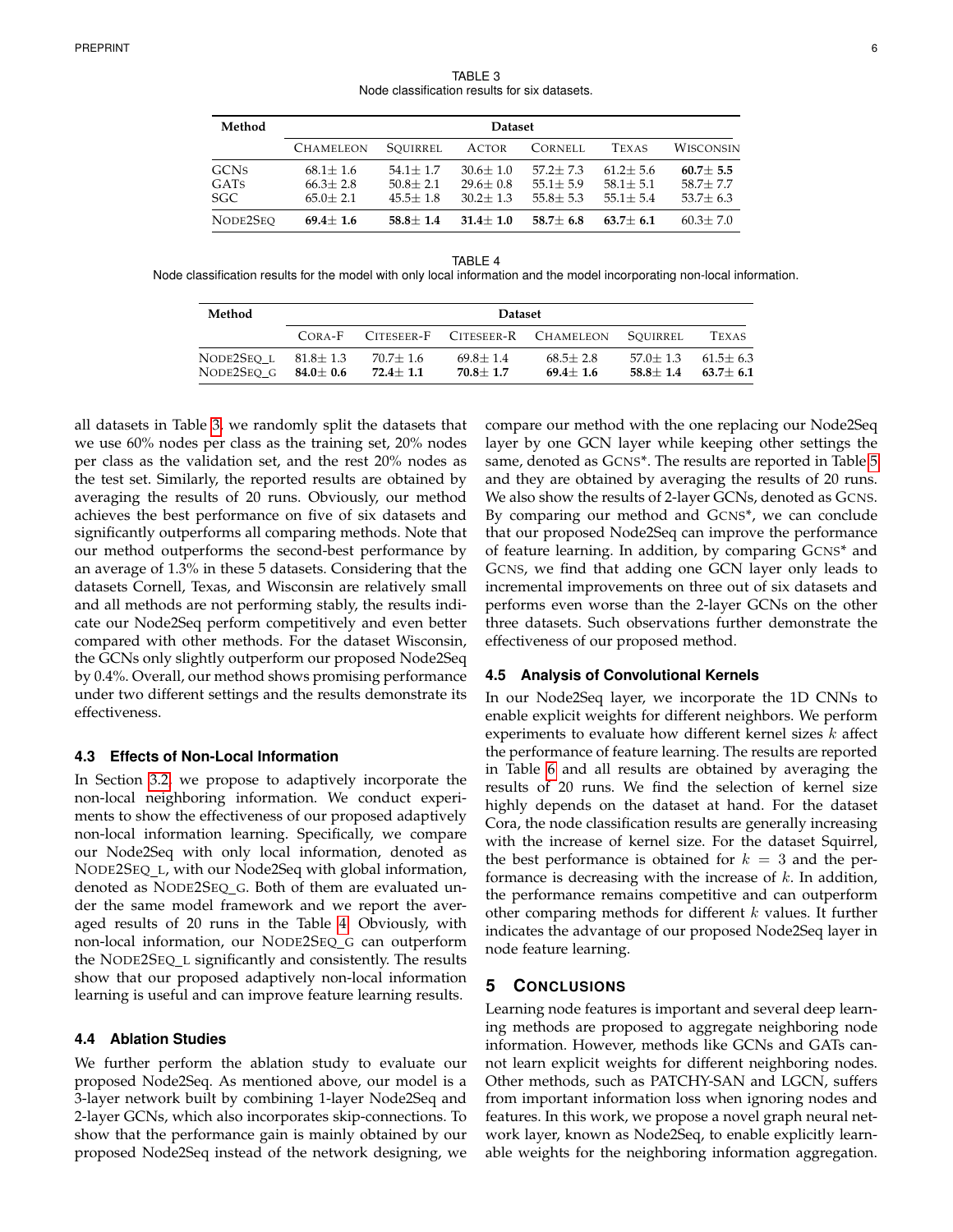TABLE 3
Node classification results for six datasets.

| Method | Dataset | | | | | |
|---|---|---|---|---|---|---|
| | CHAMELEON | SQUIRREL | ACTOR | CORNELL | TEXAS | WISCONSIN |
| GCNS | 68.1± 1.6 | 54.1± 1.7 | 30.6± 1.0 | 57.2± 7.3 | 61.2± 5.6 | **60.7± 5.5** |
| GATS | 66.3± 2.8 | 50.8± 2.1 | 29.6± 0.8 | 55.1± 5.9 | 58.1± 5.1 | 58.7± 7.7 |
| SGC | 65.0± 2.1 | 45.5± 1.8 | 30.2± 1.3 | 55.8± 5.3 | 55.1± 5.4 | 53.7± 6.3 |
| NODE2SEQ | **69.4± 1.6** | **58.8± 1.4** | **31.4± 1.0** | **58.7± 6.8** | **63.7± 6.1** | 60.3± 7.0 |

TABLE 4
Node classification results for the model with only local information and the model incorporating non-local information.

| Method | Dataset | | | | | |
|---|---|---|---|---|---|---|
| | CORA-F | CITESEER-F | CITESEER-R | CHAMELEON | SQUIRREL | TEXAS |
| NODE2SEQ_L | 81.8± 1.3 | 70.7± 1.6 | 69.8± 1.4 | 68.5± 2.8 | 57.0± 1.3 | 61.5± 6.3 |
| NODE2SEQ_G | **84.0± 0.6** | **72.4± 1.1** | **70.8± 1.7** | **69.4± 1.6** | **58.8± 1.4** | **63.7± 6.1** |

all datasets in Table 3, we randomly split the datasets that we use 60% nodes per class as the training set, 20% nodes per class as the validation set, and the rest 20% nodes as the test set. Similarly, the reported results are obtained by averaging the results of 20 runs. Obviously, our method achieves the best performance on five of six datasets and significantly outperforms all comparing methods. Note that our method outperforms the second-best performance by an average of 1.3% in these 5 datasets. Considering that the datasets Cornell, Texas, and Wisconsin are relatively small and all methods are not performing stably, the results indicate our Node2Seq perform competitively and even better compared with other methods. For the dataset Wisconsin, the GCNs only slightly outperform our proposed Node2Seq by 0.4%. Overall, our method shows promising performance under two different settings and the results demonstrate its effectiveness.

### 4.3 Effects of Non-Local Information

In Section 3.2, we propose to adaptively incorporate the non-local neighboring information. We conduct experiments to show the effectiveness of our proposed adaptively non-local information learning. Specifically, we compare our Node2Seq with only local information, denoted as NODE2SEQ_L, with our Node2Seq with global information, denoted as NODE2SEQ_G. Both of them are evaluated under the same model framework and we report the averaged results of 20 runs in the Table 4. Obviously, with non-local information, our NODE2SEQ_G can outperform the NODE2SEQ_L significantly and consistently. The results show that our proposed adaptively non-local information learning is useful and can improve feature learning results.

### 4.4 Ablation Studies

We further perform the ablation study to evaluate our proposed Node2Seq. As mentioned above, our model is a 3-layer network built by combining 1-layer Node2Seq and 2-layer GCNs, which also incorporates skip-connections. To show that the performance gain is mainly obtained by our proposed Node2Seq instead of the network designing, we compare our method with the one replacing our Node2Seq layer by one GCN layer while keeping other settings the same, denoted as GCNS*. The results are reported in Table 5 and they are obtained by averaging the results of 20 runs. We also show the results of 2-layer GCNs, denoted as GCNS. By comparing our method and GCNS*, we can conclude that our proposed Node2Seq can improve the performance of feature learning. In addition, by comparing GCNS* and GCNS, we find that adding one GCN layer only leads to incremental improvements on three out of six datasets and performs even worse than the 2-layer GCNs on the other three datasets. Such observations further demonstrate the effectiveness of our proposed method.

### 4.5 Analysis of Convolutional Kernels

In our Node2Seq layer, we incorporate the 1D CNNs to enable explicit weights for different neighbors. We perform experiments to evaluate how different kernel sizes $k$ affect the performance of feature learning. The results are reported in Table 6 and all results are obtained by averaging the results of 20 runs. We find the selection of kernel size highly depends on the dataset at hand. For the dataset Cora, the node classification results are generally increasing with the increase of kernel size. For the dataset Squirrel, the best performance is obtained for $k = 3$ and the performance is decreasing with the increase of $k$. In addition, the performance remains competitive and can outperform other comparing methods for different $k$ values. It further indicates the advantage of our proposed Node2Seq layer in node feature learning.

## 5 CONCLUSIONS

Learning node features is important and several deep learning methods are proposed to aggregate neighboring node information. However, methods like GCNs and GATs cannot learn explicit weights for different neighboring nodes. Other methods, such as PATCHY-SAN and LGCN, suffers from important information loss when ignoring nodes and features. In this work, we propose a novel graph neural network layer, known as Node2Seq, to enable explicitly learnable weights for the neighboring information aggregation.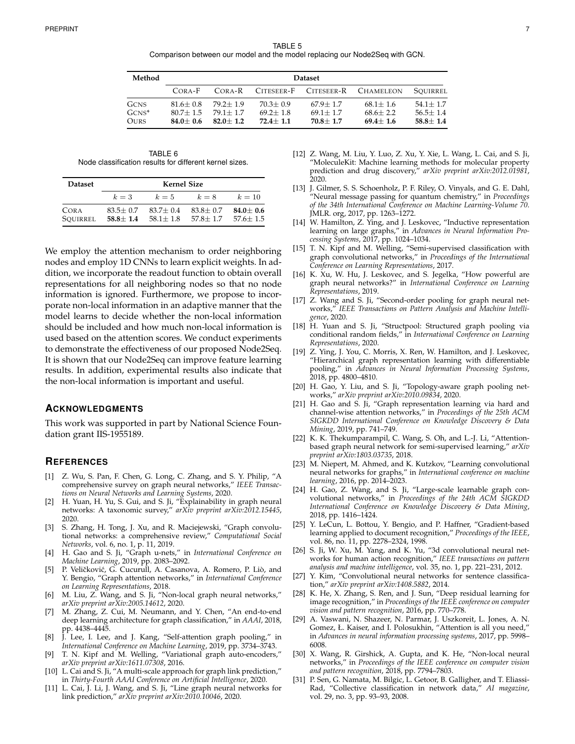TABLE 5
Comparison between our model and the model replacing our Node2Seq with GCN.

| Method | Dataset | | | | | |
|---|---|---|---|---|---|---|
| | Cora-F | Cora-R | Citeseer-F | Citeseer-R | Chameleon | Squirrel |
| GCNs | 81.6± 0.8 | 79.2± 1.9 | 70.3± 0.9 | 67.9± 1.7 | 68.1± 1.6 | 54.1± 1.7 |
| GCNs* | 80.7± 1.5 | 79.1± 1.7 | 69.2± 1.8 | 69.1± 1.7 | 68.6± 2.2 | 56.5± 1.4 |
| Ours | **84.0± 0.6** | **82.0± 1.2** | **72.4± 1.1** | **70.8± 1.7** | **69.4± 1.6** | **58.8± 1.4** |

TABLE 6
Node classification results for different kernel sizes.

| Dataset | Kernel Size | | | |
|---|---|---|---|---|
| | $k = 3$ | $k = 5$ | $k = 8$ | $k = 10$ |
| Cora | 83.5± 0.7 | 83.7± 0.4 | 83.8± 0.7 | **84.0± 0.6** |
| Squirrel | **58.8± 1.4** | 58.1± 1.8 | 57.8± 1.7 | 57.6± 1.5 |

We employ the attention mechanism to order neighboring nodes and employ 1D CNNs to learn explicit weights. In addition, we incorporate the readout function to obtain overall representations for all neighboring nodes so that no node information is ignored. Furthermore, we propose to incorporate non-local information in an adaptive manner that the model learns to decide whether the non-local information should be included and how much non-local information is used based on the attention scores. We conduct experiments to demonstrate the effectiveness of our proposed Node2Seq. It is shown that our Node2Seq can improve feature learning results. In addition, experimental results also indicate that the non-local information is important and useful.

## Acknowledgments

This work was supported in part by National Science Foundation grant IIS-1955189.

## References

[1] Z. Wu, S. Pan, F. Chen, G. Long, C. Zhang, and S. Y. Philip, "A comprehensive survey on graph neural networks," *IEEE Transactions on Neural Networks and Learning Systems*, 2020.

[2] H. Yuan, H. Yu, S. Gui, and S. Ji, "Explainability in graph neural networks: A taxonomic survey," *arXiv preprint arXiv:2012.15445*, 2020.

[3] S. Zhang, H. Tong, J. Xu, and R. Maciejewski, "Graph convolutional networks: a comprehensive review," *Computational Social Networks*, vol. 6, no. 1, p. 11, 2019.

[4] H. Gao and S. Ji, "Graph u-nets," in *International Conference on Machine Learning*, 2019, pp. 2083–2092.

[5] P. Veličković, G. Cucurull, A. Casanova, A. Romero, P. Liò, and Y. Bengio, "Graph attention networks," in *International Conference on Learning Representations*, 2018.

[6] M. Liu, Z. Wang, and S. Ji, "Non-local graph neural networks," *arXiv preprint arXiv:2005.14612*, 2020.

[7] M. Zhang, Z. Cui, M. Neumann, and Y. Chen, "An end-to-end deep learning architecture for graph classification," in *AAAI*, 2018, pp. 4438–4445.

[8] J. Lee, I. Lee, and J. Kang, "Self-attention graph pooling," in *International Conference on Machine Learning*, 2019, pp. 3734–3743.

[9] T. N. Kipf and M. Welling, "Variational graph auto-encoders," *arXiv preprint arXiv:1611.07308*, 2016.

[10] L. Cai and S. Ji, "A multi-scale approach for graph link prediction," in *Thirty-Fourth AAAI Conference on Artificial Intelligence*, 2020.

[11] L. Cai, J. Li, J. Wang, and S. Ji, "Line graph neural networks for link prediction," *arXiv preprint arXiv:2010.10046*, 2020.

[12] Z. Wang, M. Liu, Y. Luo, Z. Xu, Y. Xie, L. Wang, L. Cai, and S. Ji, "MoleculeKit: Machine learning methods for molecular property prediction and drug discovery," *arXiv preprint arXiv:2012.01981*, 2020.

[13] J. Gilmer, S. S. Schoenholz, P. F. Riley, O. Vinyals, and G. E. Dahl, "Neural message passing for quantum chemistry," in *Proceedings of the 34th International Conference on Machine Learning-Volume 70*. JMLR. org, 2017, pp. 1263–1272.

[14] W. Hamilton, Z. Ying, and J. Leskovec, "Inductive representation learning on large graphs," in *Advances in Neural Information Processing Systems*, 2017, pp. 1024–1034.

[15] T. N. Kipf and M. Welling, "Semi-supervised classification with graph convolutional networks," in *Proceedings of the International Conference on Learning Representations*, 2017.

[16] K. Xu, W. Hu, J. Leskovec, and S. Jegelka, "How powerful are graph neural networks?" in *International Conference on Learning Representations*, 2019.

[17] Z. Wang and S. Ji, "Second-order pooling for graph neural networks," *IEEE Transactions on Pattern Analysis and Machine Intelligence*, 2020.

[18] H. Yuan and S. Ji, "Structpool: Structured graph pooling via conditional random fields," in *International Conference on Learning Representations*, 2020.

[19] Z. Ying, J. You, C. Morris, X. Ren, W. Hamilton, and J. Leskovec, "Hierarchical graph representation learning with differentiable pooling," in *Advances in Neural Information Processing Systems*, 2018, pp. 4800–4810.

[20] H. Gao, Y. Liu, and S. Ji, "Topology-aware graph pooling networks," *arXiv preprint arXiv:2010.09834*, 2020.

[21] H. Gao and S. Ji, "Graph representation learning via hard and channel-wise attention networks," in *Proceedings of the 25th ACM SIGKDD International Conference on Knowledge Discovery & Data Mining*, 2019, pp. 741–749.

[22] K. K. Thekumparampil, C. Wang, S. Oh, and L.-J. Li, "Attention-based graph neural network for semi-supervised learning," *arXiv preprint arXiv:1803.03735*, 2018.

[23] M. Niepert, M. Ahmed, and K. Kutzkov, "Learning convolutional neural networks for graphs," in *International conference on machine learning*, 2016, pp. 2014–2023.

[24] H. Gao, Z. Wang, and S. Ji, "Large-scale learnable graph convolutional networks," in *Proceedings of the 24th ACM SIGKDD International Conference on Knowledge Discovery & Data Mining*, 2018, pp. 1416–1424.

[25] Y. LeCun, L. Bottou, Y. Bengio, and P. Haffner, "Gradient-based learning applied to document recognition," *Proceedings of the IEEE*, vol. 86, no. 11, pp. 2278–2324, 1998.

[26] S. Ji, W. Xu, M. Yang, and K. Yu, "3d convolutional neural networks for human action recognition," *IEEE transactions on pattern analysis and machine intelligence*, vol. 35, no. 1, pp. 221–231, 2012.

[27] Y. Kim, "Convolutional neural networks for sentence classification," *arXiv preprint arXiv:1408.5882*, 2014.

[28] K. He, X. Zhang, S. Ren, and J. Sun, "Deep residual learning for image recognition," in *Proceedings of the IEEE conference on computer vision and pattern recognition*, 2016, pp. 770–778.

[29] A. Vaswani, N. Shazeer, N. Parmar, J. Uszkoreit, L. Jones, A. N. Gomez, Ł. Kaiser, and I. Polosukhin, "Attention is all you need," in *Advances in neural information processing systems*, 2017, pp. 5998–6008.

[30] X. Wang, R. Girshick, A. Gupta, and K. He, "Non-local neural networks," in *Proceedings of the IEEE conference on computer vision and pattern recognition*, 2018, pp. 7794–7803.

[31] P. Sen, G. Namata, M. Bilgic, L. Getoor, B. Galligher, and T. Eliassi-Rad, "Collective classification in network data," *AI magazine*, vol. 29, no. 3, pp. 93–93, 2008.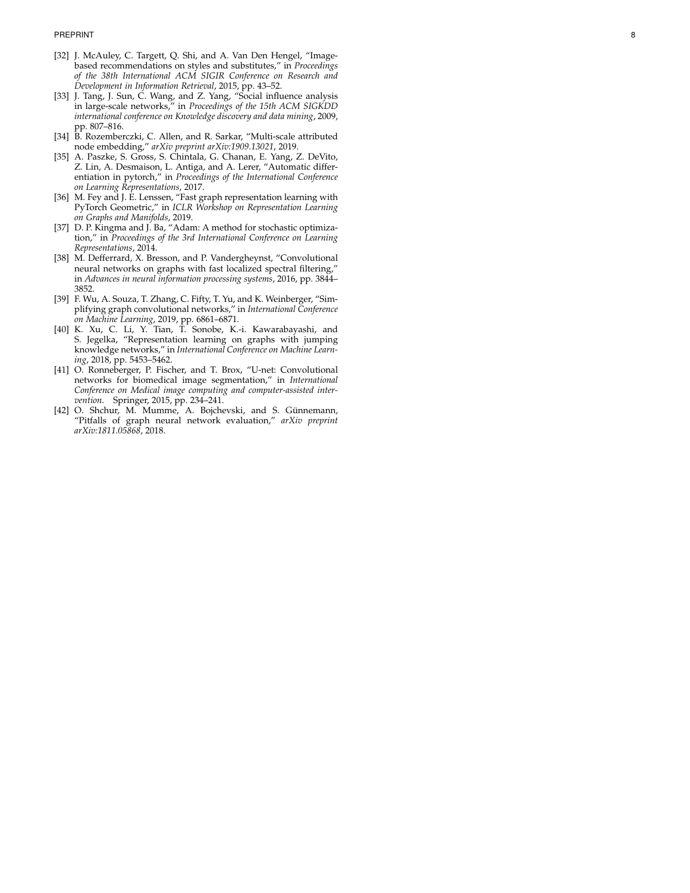[32] J. McAuley, C. Targett, Q. Shi, and A. Van Den Hengel, "Image-based recommendations on styles and substitutes," in *Proceedings of the 38th International ACM SIGIR Conference on Research and Development in Information Retrieval*, 2015, pp. 43–52.

[33] J. Tang, J. Sun, C. Wang, and Z. Yang, "Social influence analysis in large-scale networks," in *Proceedings of the 15th ACM SIGKDD international conference on Knowledge discovery and data mining*, 2009, pp. 807–816.

[34] B. Rozemberczki, C. Allen, and R. Sarkar, "Multi-scale attributed node embedding," *arXiv preprint arXiv:1909.13021*, 2019.

[35] A. Paszke, S. Gross, S. Chintala, G. Chanan, E. Yang, Z. DeVito, Z. Lin, A. Desmaison, L. Antiga, and A. Lerer, "Automatic differentiation in pytorch," in *Proceedings of the International Conference on Learning Representations*, 2017.

[36] M. Fey and J. E. Lenssen, "Fast graph representation learning with PyTorch Geometric," in *ICLR Workshop on Representation Learning on Graphs and Manifolds*, 2019.

[37] D. P. Kingma and J. Ba, "Adam: A method for stochastic optimization," in *Proceedings of the 3rd International Conference on Learning Representations*, 2014.

[38] M. Defferrard, X. Bresson, and P. Vandergheynst, "Convolutional neural networks on graphs with fast localized spectral filtering," in *Advances in neural information processing systems*, 2016, pp. 3844–3852.

[39] F. Wu, A. Souza, T. Zhang, C. Fifty, T. Yu, and K. Weinberger, "Simplifying graph convolutional networks," in *International Conference on Machine Learning*, 2019, pp. 6861–6871.

[40] K. Xu, C. Li, Y. Tian, T. Sonobe, K.-i. Kawarabayashi, and S. Jegelka, "Representation learning on graphs with jumping knowledge networks," in *International Conference on Machine Learning*, 2018, pp. 5453–5462.

[41] O. Ronneberger, P. Fischer, and T. Brox, "U-net: Convolutional networks for biomedical image segmentation," in *International Conference on Medical image computing and computer-assisted intervention*. Springer, 2015, pp. 234–241.

[42] O. Shchur, M. Mumme, A. Bojchevski, and S. Günnemann, "Pitfalls of graph neural network evaluation," *arXiv preprint arXiv:1811.05868*, 2018.